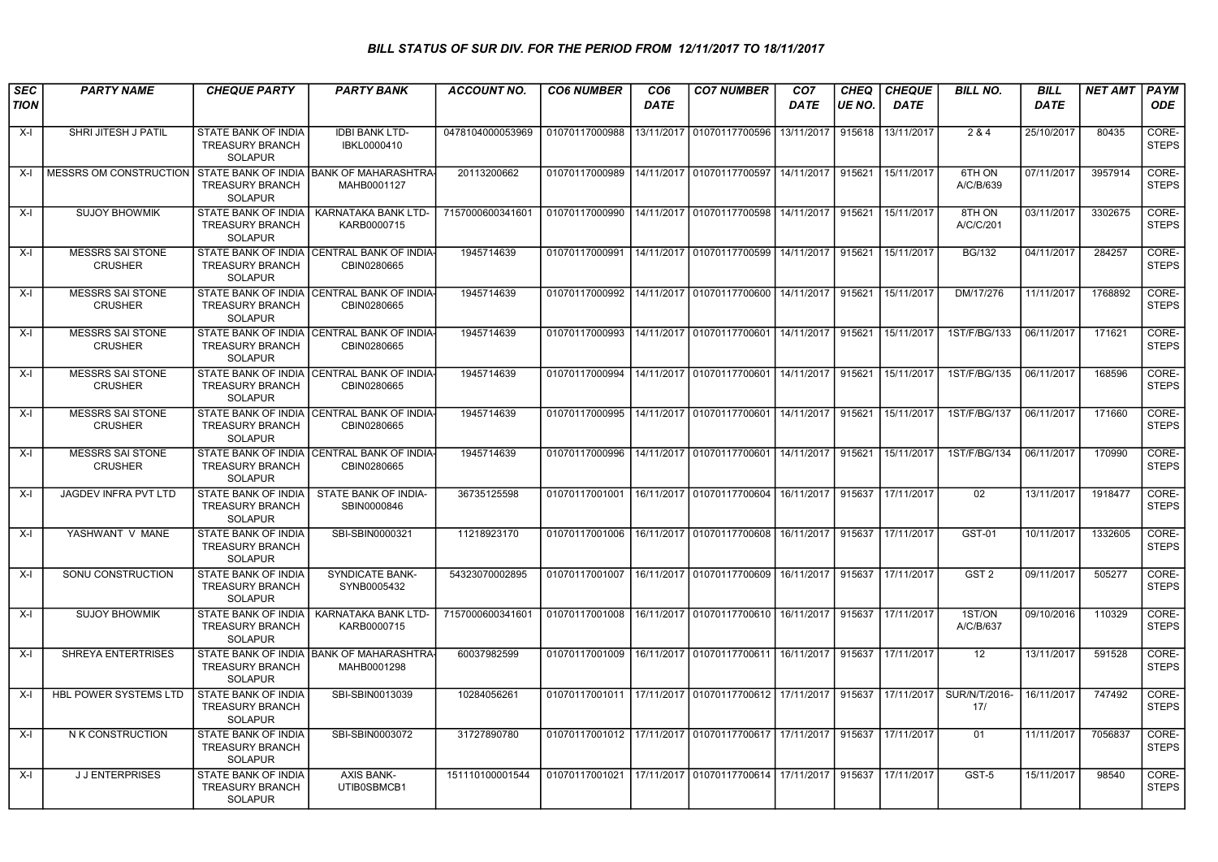### BILL STATUS OF SUR DIV. FOR THE PERIOD FROM 12/11/2017 TO 18/11/2017

| SECTION | PARTY NAME | CHEQUE PARTY | PARTY BANK | ACCOUNT NO. | CO6 NUMBER | CO6 DATE | CO7 NUMBER | CO7 DATE | CHEQUE NO. | CHEQUE DATE | BILL NO. | BILL DATE | NET AMT | PAYMODE |
|---|---|---|---|---|---|---|---|---|---|---|---|---|---|---|
| X-I | SHRI JITESH J PATIL | STATE BANK OF INDIA TREASURY BRANCH SOLAPUR | IDBI BANK LTD-IBKL0000410 | 0478104000053969 | 01070117000988 | 13/11/2017 | 01070117700596 | 13/11/2017 | 915618 | 13/11/2017 | 2 & 4 | 25/10/2017 | 80435 | CORE-STEPS |
| X-I | MESSRS OM CONSTRUCTION | STATE BANK OF INDIA TREASURY BRANCH SOLAPUR | BANK OF MAHARASHTRA-MAHB0001127 | 20113200662 | 01070117000989 | 14/11/2017 | 01070117700597 | 14/11/2017 | 915621 | 15/11/2017 | 6TH ON A/C/B/639 | 07/11/2017 | 3957914 | CORE-STEPS |
| X-I | SUJOY BHOWMIK | STATE BANK OF INDIA TREASURY BRANCH SOLAPUR | KARNATAKA BANK LTD-KARB0000715 | 7157000600341601 | 01070117000990 | 14/11/2017 | 01070117700598 | 14/11/2017 | 915621 | 15/11/2017 | 8TH ON A/C/C/201 | 03/11/2017 | 3302675 | CORE-STEPS |
| X-I | MESSRS SAI STONE CRUSHER | STATE BANK OF INDIA TREASURY BRANCH SOLAPUR | CENTRAL BANK OF INDIA-CBIN0280665 | 1945714639 | 01070117000991 | 14/11/2017 | 01070117700599 | 14/11/2017 | 915621 | 15/11/2017 | BG/132 | 04/11/2017 | 284257 | CORE-STEPS |
| X-I | MESSRS SAI STONE CRUSHER | STATE BANK OF INDIA TREASURY BRANCH SOLAPUR | CENTRAL BANK OF INDIA-CBIN0280665 | 1945714639 | 01070117000992 | 14/11/2017 | 01070117700600 | 14/11/2017 | 915621 | 15/11/2017 | DM/17/276 | 11/11/2017 | 1768892 | CORE-STEPS |
| X-I | MESSRS SAI STONE CRUSHER | STATE BANK OF INDIA TREASURY BRANCH SOLAPUR | CENTRAL BANK OF INDIA-CBIN0280665 | 1945714639 | 01070117000993 | 14/11/2017 | 01070117700601 | 14/11/2017 | 915621 | 15/11/2017 | 1ST/F/BG/133 | 06/11/2017 | 171621 | CORE-STEPS |
| X-I | MESSRS SAI STONE CRUSHER | STATE BANK OF INDIA TREASURY BRANCH SOLAPUR | CENTRAL BANK OF INDIA-CBIN0280665 | 1945714639 | 01070117000994 | 14/11/2017 | 01070117700601 | 14/11/2017 | 915621 | 15/11/2017 | 1ST/F/BG/135 | 06/11/2017 | 168596 | CORE-STEPS |
| X-I | MESSRS SAI STONE CRUSHER | STATE BANK OF INDIA TREASURY BRANCH SOLAPUR | CENTRAL BANK OF INDIA-CBIN0280665 | 1945714639 | 01070117000995 | 14/11/2017 | 01070117700601 | 14/11/2017 | 915621 | 15/11/2017 | 1ST/F/BG/137 | 06/11/2017 | 171660 | CORE-STEPS |
| X-I | MESSRS SAI STONE CRUSHER | STATE BANK OF INDIA TREASURY BRANCH SOLAPUR | CENTRAL BANK OF INDIA-CBIN0280665 | 1945714639 | 01070117000996 | 14/11/2017 | 01070117700601 | 14/11/2017 | 915621 | 15/11/2017 | 1ST/F/BG/134 | 06/11/2017 | 170990 | CORE-STEPS |
| X-I | JAGDEV INFRA PVT LTD | STATE BANK OF INDIA TREASURY BRANCH SOLAPUR | STATE BANK OF INDIA-SBIN0000846 | 36735125598 | 01070117001001 | 16/11/2017 | 01070117700604 | 16/11/2017 | 915637 | 17/11/2017 | 02 | 13/11/2017 | 1918477 | CORE-STEPS |
| X-I | YASHWANT V MANE | STATE BANK OF INDIA TREASURY BRANCH SOLAPUR | SBI-SBIN0000321 | 11218923170 | 01070117001006 | 16/11/2017 | 01070117700608 | 16/11/2017 | 915637 | 17/11/2017 | GST-01 | 10/11/2017 | 1332605 | CORE-STEPS |
| X-I | SONU CONSTRUCTION | STATE BANK OF INDIA TREASURY BRANCH SOLAPUR | SYNDICATE BANK-SYNB0005432 | 54323070002895 | 01070117001007 | 16/11/2017 | 01070117700609 | 16/11/2017 | 915637 | 17/11/2017 | GST 2 | 09/11/2017 | 505277 | CORE-STEPS |
| X-I | SUJOY BHOWMIK | STATE BANK OF INDIA TREASURY BRANCH SOLAPUR | KARNATAKA BANK LTD-KARB0000715 | 7157000600341601 | 01070117001008 | 16/11/2017 | 01070117700610 | 16/11/2017 | 915637 | 17/11/2017 | 1ST/ON A/C/B/637 | 09/10/2016 | 110329 | CORE-STEPS |
| X-I | SHREYA ENTERTRISES | STATE BANK OF INDIA TREASURY BRANCH SOLAPUR | BANK OF MAHARASHTRA-MAHB0001298 | 60037982599 | 01070117001009 | 16/11/2017 | 01070117700611 | 16/11/2017 | 915637 | 17/11/2017 | 12 | 13/11/2017 | 591528 | CORE-STEPS |
| X-I | HBL POWER SYSTEMS LTD | STATE BANK OF INDIA TREASURY BRANCH SOLAPUR | SBI-SBIN0013039 | 10284056261 | 01070117001011 | 17/11/2017 | 01070117700612 | 17/11/2017 | 915637 | 17/11/2017 | SUR/N/T/2016-17/ | 16/11/2017 | 747492 | CORE-STEPS |
| X-I | N K CONSTRUCTION | STATE BANK OF INDIA TREASURY BRANCH SOLAPUR | SBI-SBIN0003072 | 31727890780 | 01070117001012 | 17/11/2017 | 01070117700617 | 17/11/2017 | 915637 | 17/11/2017 | 01 | 11/11/2017 | 7056837 | CORE-STEPS |
| X-I | J J ENTERPRISES | STATE BANK OF INDIA TREASURY BRANCH SOLAPUR | AXIS BANK-UTIB0SBMCB1 | 151110100001544 | 01070117001021 | 17/11/2017 | 01070117700614 | 17/11/2017 | 915637 | 17/11/2017 | GST-5 | 15/11/2017 | 98540 | CORE-STEPS |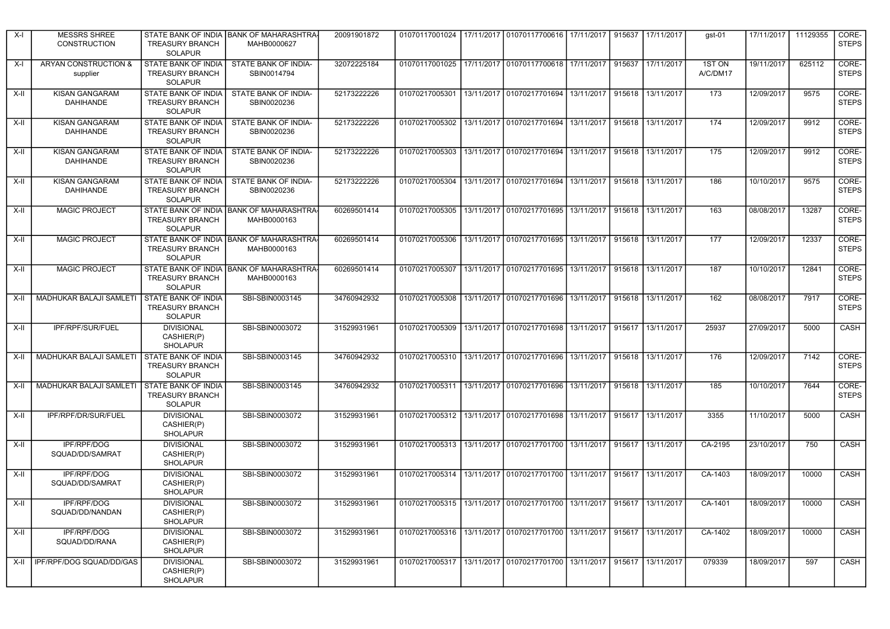| X-I | MESSRS SHREE CONSTRUCTION | STATE BANK OF INDIA TREASURY BRANCH SOLAPUR | BANK OF MAHARASHTRA-MAHB0000627 | 20091901872 | 01070117001024 | 17/11/2017 | 01070117700616 | 17/11/2017 | 915637 | 17/11/2017 | gst-01 | 17/11/2017 | 11129355 | CORE-STEPS |
|---|---|---|---|---|---|---|---|---|---|---|---|---|---|---|
| X-I | ARYAN CONSTRUCTION & supplier | STATE BANK OF INDIA TREASURY BRANCH SOLAPUR | STATE BANK OF INDIA-SBIN0014794 | 32072225184 | 01070117001025 | 17/11/2017 | 01070117700618 | 17/11/2017 | 915637 | 17/11/2017 | 1ST ON A/C/DM17 | 19/11/2017 | 625112 | CORE-STEPS |
| X-II | KISAN GANGARAM DAHIHANDE | STATE BANK OF INDIA TREASURY BRANCH SOLAPUR | STATE BANK OF INDIA-SBIN0020236 | 52173222226 | 01070217005301 | 13/11/2017 | 01070217701694 | 13/11/2017 | 915618 | 13/11/2017 | 173 | 12/09/2017 | 9575 | CORE-STEPS |
| X-II | KISAN GANGARAM DAHIHANDE | STATE BANK OF INDIA TREASURY BRANCH SOLAPUR | STATE BANK OF INDIA-SBIN0020236 | 52173222226 | 01070217005302 | 13/11/2017 | 01070217701694 | 13/11/2017 | 915618 | 13/11/2017 | 174 | 12/09/2017 | 9912 | CORE-STEPS |
| X-II | KISAN GANGARAM DAHIHANDE | STATE BANK OF INDIA TREASURY BRANCH SOLAPUR | STATE BANK OF INDIA-SBIN0020236 | 52173222226 | 01070217005303 | 13/11/2017 | 01070217701694 | 13/11/2017 | 915618 | 13/11/2017 | 175 | 12/09/2017 | 9912 | CORE-STEPS |
| X-II | KISAN GANGARAM DAHIHANDE | STATE BANK OF INDIA TREASURY BRANCH SOLAPUR | STATE BANK OF INDIA-SBIN0020236 | 52173222226 | 01070217005304 | 13/11/2017 | 01070217701694 | 13/11/2017 | 915618 | 13/11/2017 | 186 | 10/10/2017 | 9575 | CORE-STEPS |
| X-II | MAGIC PROJECT | STATE BANK OF INDIA TREASURY BRANCH SOLAPUR | BANK OF MAHARASHTRA-MAHB0000163 | 60269501414 | 01070217005305 | 13/11/2017 | 01070217701695 | 13/11/2017 | 915618 | 13/11/2017 | 163 | 08/08/2017 | 13287 | CORE-STEPS |
| X-II | MAGIC PROJECT | STATE BANK OF INDIA TREASURY BRANCH SOLAPUR | BANK OF MAHARASHTRA-MAHB0000163 | 60269501414 | 01070217005306 | 13/11/2017 | 01070217701695 | 13/11/2017 | 915618 | 13/11/2017 | 177 | 12/09/2017 | 12337 | CORE-STEPS |
| X-II | MAGIC PROJECT | STATE BANK OF INDIA TREASURY BRANCH SOLAPUR | BANK OF MAHARASHTRA-MAHB0000163 | 60269501414 | 01070217005307 | 13/11/2017 | 01070217701695 | 13/11/2017 | 915618 | 13/11/2017 | 187 | 10/10/2017 | 12841 | CORE-STEPS |
| X-II | MADHUKAR BALAJI SAMLETI | STATE BANK OF INDIA TREASURY BRANCH SOLAPUR | SBI-SBIN0003145 | 34760942932 | 01070217005308 | 13/11/2017 | 01070217701696 | 13/11/2017 | 915618 | 13/11/2017 | 162 | 08/08/2017 | 7917 | CORE-STEPS |
| X-II | IPF/RPF/SUR/FUEL | DIVISIONAL CASHIER(P) SHOLAPUR | SBI-SBIN0003072 | 31529931961 | 01070217005309 | 13/11/2017 | 01070217701698 | 13/11/2017 | 915617 | 13/11/2017 | 25937 | 27/09/2017 | 5000 | CASH |
| X-II | MADHUKAR BALAJI SAMLETI | STATE BANK OF INDIA TREASURY BRANCH SOLAPUR | SBI-SBIN0003145 | 34760942932 | 01070217005310 | 13/11/2017 | 01070217701696 | 13/11/2017 | 915618 | 13/11/2017 | 176 | 12/09/2017 | 7142 | CORE-STEPS |
| X-II | MADHUKAR BALAJI SAMLETI | STATE BANK OF INDIA TREASURY BRANCH SOLAPUR | SBI-SBIN0003145 | 34760942932 | 01070217005311 | 13/11/2017 | 01070217701696 | 13/11/2017 | 915618 | 13/11/2017 | 185 | 10/10/2017 | 7644 | CORE-STEPS |
| X-II | IPF/RPF/DR/SUR/FUEL | DIVISIONAL CASHIER(P) SHOLAPUR | SBI-SBIN0003072 | 31529931961 | 01070217005312 | 13/11/2017 | 01070217701698 | 13/11/2017 | 915617 | 13/11/2017 | 3355 | 11/10/2017 | 5000 | CASH |
| X-II | IPF/RPF/DOG SQUAD/DD/SAMRAT | DIVISIONAL CASHIER(P) SHOLAPUR | SBI-SBIN0003072 | 31529931961 | 01070217005313 | 13/11/2017 | 01070217701700 | 13/11/2017 | 915617 | 13/11/2017 | CA-2195 | 23/10/2017 | 750 | CASH |
| X-II | IPF/RPF/DOG SQUAD/DD/SAMRAT | DIVISIONAL CASHIER(P) SHOLAPUR | SBI-SBIN0003072 | 31529931961 | 01070217005314 | 13/11/2017 | 01070217701700 | 13/11/2017 | 915617 | 13/11/2017 | CA-1403 | 18/09/2017 | 10000 | CASH |
| X-II | IPF/RPF/DOG SQUAD/DD/NANDAN | DIVISIONAL CASHIER(P) SHOLAPUR | SBI-SBIN0003072 | 31529931961 | 01070217005315 | 13/11/2017 | 01070217701700 | 13/11/2017 | 915617 | 13/11/2017 | CA-1401 | 18/09/2017 | 10000 | CASH |
| X-II | IPF/RPF/DOG SQUAD/DD/RANA | DIVISIONAL CASHIER(P) SHOLAPUR | SBI-SBIN0003072 | 31529931961 | 01070217005316 | 13/11/2017 | 01070217701700 | 13/11/2017 | 915617 | 13/11/2017 | CA-1402 | 18/09/2017 | 10000 | CASH |
| X-II | IPF/RPF/DOG SQUAD/DD/GAS | DIVISIONAL CASHIER(P) SHOLAPUR | SBI-SBIN0003072 | 31529931961 | 01070217005317 | 13/11/2017 | 01070217701700 | 13/11/2017 | 915617 | 13/11/2017 | 079339 | 18/09/2017 | 597 | CASH |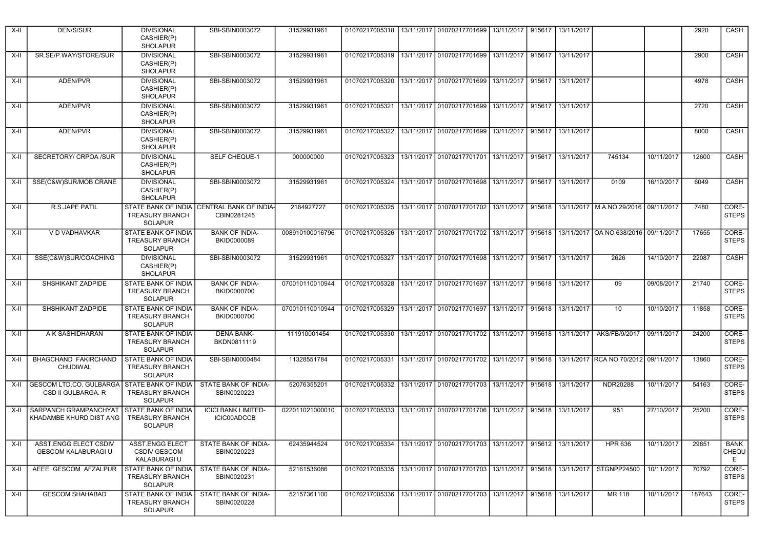| X-II | DEN/S/SUR | DIVISIONAL CASHIER(P) SHOLAPUR | SBI-SBIN0003072 | 31529931961 | 01070217005318 | 13/11/2017 | 01070217701699 | 13/11/2017 | 915617 | 13/11/2017 | | | 2920 | CASH |
|---|---|---|---|---|---|---|---|---|---|---|---|---|---|---|
| X-II | SR.SE/P.WAY/STORE/SUR | DIVISIONAL CASHIER(P) SHOLAPUR | SBI-SBIN0003072 | 31529931961 | 01070217005319 | 13/11/2017 | 01070217701699 | 13/11/2017 | 915617 | 13/11/2017 | | | 2900 | CASH |
| X-II | ADEN/PVR | DIVISIONAL CASHIER(P) SHOLAPUR | SBI-SBIN0003072 | 31529931961 | 01070217005320 | 13/11/2017 | 01070217701699 | 13/11/2017 | 915617 | 13/11/2017 | | | 4978 | CASH |
| X-II | ADEN/PVR | DIVISIONAL CASHIER(P) SHOLAPUR | SBI-SBIN0003072 | 31529931961 | 01070217005321 | 13/11/2017 | 01070217701699 | 13/11/2017 | 915617 | 13/11/2017 | | | 2720 | CASH |
| X-II | ADEN/PVR | DIVISIONAL CASHIER(P) SHOLAPUR | SBI-SBIN0003072 | 31529931961 | 01070217005322 | 13/11/2017 | 01070217701699 | 13/11/2017 | 915617 | 13/11/2017 | | | 8000 | CASH |
| X-II | SECRETORY/ CRPOA /SUR | DIVISIONAL CASHIER(P) SHOLAPUR | SELF CHEQUE-1 | 000000000 | 01070217005323 | 13/11/2017 | 01070217701701 | 13/11/2017 | 915617 | 13/11/2017 | 745134 | 10/11/2017 | 12600 | CASH |
| X-II | SSE(C&W)SUR/MOB CRANE | DIVISIONAL CASHIER(P) SHOLAPUR | SBI-SBIN0003072 | 31529931961 | 01070217005324 | 13/11/2017 | 01070217701698 | 13/11/2017 | 915617 | 13/11/2017 | 0109 | 16/10/2017 | 6049 | CASH |
| X-II | R.S.JAPE PATIL | STATE BANK OF INDIA TREASURY BRANCH SOLAPUR | CENTRAL BANK OF INDIA-CBIN0281245 | 2164927727 | 01070217005325 | 13/11/2017 | 01070217701702 | 13/11/2017 | 915618 | 13/11/2017 | M.A.NO 29/2016 | 09/11/2017 | 7480 | CORE-STEPS |
| X-II | V D VADHAVKAR | STATE BANK OF INDIA TREASURY BRANCH SOLAPUR | BANK OF INDIA-BKID0000089 | 008910100016796 | 01070217005326 | 13/11/2017 | 01070217701702 | 13/11/2017 | 915618 | 13/11/2017 | OA NO 638/2016 | 09/11/2017 | 17655 | CORE-STEPS |
| X-II | SSE(C&W)SUR/COACHING | DIVISIONAL CASHIER(P) SHOLAPUR | SBI-SBIN0003072 | 31529931961 | 01070217005327 | 13/11/2017 | 01070217701698 | 13/11/2017 | 915617 | 13/11/2017 | 2626 | 14/10/2017 | 22087 | CASH |
| X-II | SHSHIKANT ZADPIDE | STATE BANK OF INDIA TREASURY BRANCH SOLAPUR | BANK OF INDIA-BKID0000700 | 070010110010944 | 01070217005328 | 13/11/2017 | 01070217701697 | 13/11/2017 | 915618 | 13/11/2017 | 09 | 09/08/2017 | 21740 | CORE-STEPS |
| X-II | SHSHIKANT ZADPIDE | STATE BANK OF INDIA TREASURY BRANCH SOLAPUR | BANK OF INDIA-BKID0000700 | 070010110010944 | 01070217005329 | 13/11/2017 | 01070217701697 | 13/11/2017 | 915618 | 13/11/2017 | 10 | 10/10/2017 | 11858 | CORE-STEPS |
| X-II | A K SASHIDHARAN | STATE BANK OF INDIA TREASURY BRANCH SOLAPUR | DENA BANK-BKDN0811119 | 111910001454 | 01070217005330 | 13/11/2017 | 01070217701702 | 13/11/2017 | 915618 | 13/11/2017 | AKS/FB/9/2017 | 09/11/2017 | 24200 | CORE-STEPS |
| X-II | BHAGCHAND FAKIRCHAND CHUDIWAL | STATE BANK OF INDIA TREASURY BRANCH SOLAPUR | SBI-SBIN0000484 | 11328551784 | 01070217005331 | 13/11/2017 | 01070217701702 | 13/11/2017 | 915618 | 13/11/2017 | RCA NO 70/2012 | 09/11/2017 | 13860 | CORE-STEPS |
| X-II | GESCOM LTD.CO. GULBARGA CSD II GULBARGA. R | STATE BANK OF INDIA TREASURY BRANCH SOLAPUR | STATE BANK OF INDIA-SBIN0020223 | 52076355201 | 01070217005332 | 13/11/2017 | 01070217701703 | 13/11/2017 | 915618 | 13/11/2017 | NDR20288 | 10/11/2017 | 54163 | CORE-STEPS |
| X-II | SARPANCH GRAMPANCHYAT KHADAMBE KHURD DIST ANG | STATE BANK OF INDIA TREASURY BRANCH SOLAPUR | ICICI BANK LIMITED-ICIC00ADCCB | 022011021000010 | 01070217005333 | 13/11/2017 | 01070217701706 | 13/11/2017 | 915618 | 13/11/2017 | 951 | 27/10/2017 | 25200 | CORE-STEPS |
| X-II | ASST.ENGG ELECT CSDIV GESCOM KALABURAGI U | ASST.ENGG ELECT CSDIV GESCOM KALABURAGI U | STATE BANK OF INDIA-SBIN0020223 | 62435944524 | 01070217005334 | 13/11/2017 | 01070217701703 | 13/11/2017 | 915612 | 13/11/2017 | HPR 636 | 10/11/2017 | 29851 | BANK CHEQUE |
| X-II | AEEE GESCOM AFZALPUR | STATE BANK OF INDIA TREASURY BRANCH SOLAPUR | STATE BANK OF INDIA-SBIN0020231 | 52161536086 | 01070217005335 | 13/11/2017 | 01070217701703 | 13/11/2017 | 915618 | 13/11/2017 | STGNPP24500 | 10/11/2017 | 70792 | CORE-STEPS |
| X-II | GESCOM SHAHABAD | STATE BANK OF INDIA TREASURY BRANCH SOLAPUR | STATE BANK OF INDIA-SBIN0020228 | 52157361100 | 01070217005336 | 13/11/2017 | 01070217701703 | 13/11/2017 | 915618 | 13/11/2017 | MR 118 | 10/11/2017 | 187643 | CORE-STEPS |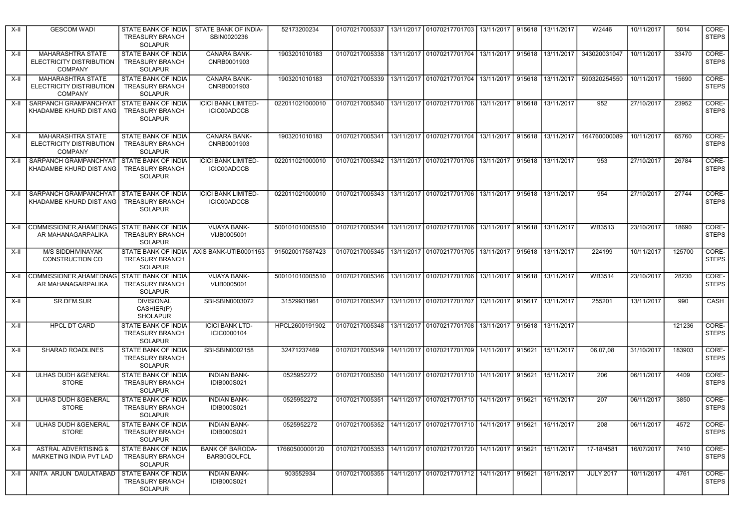| X-II | GESCOM WADI | STATE BANK OF INDIA TREASURY BRANCH SOLAPUR | STATE BANK OF INDIA-SBIN0020236 | 52173200234 | 01070217005337 | 13/11/2017 | 01070217701703 | 13/11/2017 | 915618 | 13/11/2017 | W2446 | 10/11/2017 | 5014 | CORE-STEPS |
|---|---|---|---|---|---|---|---|---|---|---|---|---|---|---|
| X-II | MAHARASHTRA STATE ELECTRICITY DISTRIBUTION COMPANY | STATE BANK OF INDIA TREASURY BRANCH SOLAPUR | CANARA BANK-CNRB0001903 | 1903201010183 | 01070217005338 | 13/11/2017 | 01070217701704 | 13/11/2017 | 915618 | 13/11/2017 | 343020031047 | 10/11/2017 | 33470 | CORE-STEPS |
| X-II | MAHARASHTRA STATE ELECTRICITY DISTRIBUTION COMPANY | STATE BANK OF INDIA TREASURY BRANCH SOLAPUR | CANARA BANK-CNRB0001903 | 1903201010183 | 01070217005339 | 13/11/2017 | 01070217701704 | 13/11/2017 | 915618 | 13/11/2017 | 590320254550 | 10/11/2017 | 15690 | CORE-STEPS |
| X-II | SARPANCH GRAMPANCHYAT KHADAMBE KHURD DIST ANG | STATE BANK OF INDIA TREASURY BRANCH SOLAPUR | ICICI BANK LIMITED-ICIC00ADCCB | 022011021000010 | 01070217005340 | 13/11/2017 | 01070217701706 | 13/11/2017 | 915618 | 13/11/2017 | 952 | 27/10/2017 | 23952 | CORE-STEPS |
| X-II | MAHARASHTRA STATE ELECTRICITY DISTRIBUTION COMPANY | STATE BANK OF INDIA TREASURY BRANCH SOLAPUR | CANARA BANK-CNRB0001903 | 1903201010183 | 01070217005341 | 13/11/2017 | 01070217701704 | 13/11/2017 | 915618 | 13/11/2017 | 164760000089 | 10/11/2017 | 65760 | CORE-STEPS |
| X-II | SARPANCH GRAMPANCHYAT KHADAMBE KHURD DIST ANG | STATE BANK OF INDIA TREASURY BRANCH SOLAPUR | ICICI BANK LIMITED-ICIC00ADCCB | 022011021000010 | 01070217005342 | 13/11/2017 | 01070217701706 | 13/11/2017 | 915618 | 13/11/2017 | 953 | 27/10/2017 | 26784 | CORE-STEPS |
| X-II | SARPANCH GRAMPANCHYAT KHADAMBE KHURD DIST ANG | STATE BANK OF INDIA TREASURY BRANCH SOLAPUR | ICICI BANK LIMITED-ICIC00ADCCB | 022011021000010 | 01070217005343 | 13/11/2017 | 01070217701706 | 13/11/2017 | 915618 | 13/11/2017 | 954 | 27/10/2017 | 27744 | CORE-STEPS |
| X-II | COMMISSIONER,AHAMEDNAGAR MAHANAGARPALIKA | STATE BANK OF INDIA TREASURY BRANCH SOLAPUR | VIJAYA BANK-VIJB0005001 | 500101010005510 | 01070217005344 | 13/11/2017 | 01070217701706 | 13/11/2017 | 915618 | 13/11/2017 | WB3513 | 23/10/2017 | 18690 | CORE-STEPS |
| X-II | M/S SIDDHIVINAYAK CONSTRUCTION CO | STATE BANK OF INDIA TREASURY BRANCH SOLAPUR | AXIS BANK-UTIB0001153 | 915020017587423 | 01070217005345 | 13/11/2017 | 01070217701705 | 13/11/2017 | 915618 | 13/11/2017 | 224199 | 10/11/2017 | 125700 | CORE-STEPS |
| X-II | COMMISSIONER,AHAMEDNAGAR MAHANAGARPALIKA | STATE BANK OF INDIA TREASURY BRANCH SOLAPUR | VIJAYA BANK-VIJB0005001 | 500101010005510 | 01070217005346 | 13/11/2017 | 01070217701706 | 13/11/2017 | 915618 | 13/11/2017 | WB3514 | 23/10/2017 | 28230 | CORE-STEPS |
| X-II | SR.DFM.SUR | DIVISIONAL CASHIER(P) SHOLAPUR | SBI-SBIN0003072 | 31529931961 | 01070217005347 | 13/11/2017 | 01070217701707 | 13/11/2017 | 915617 | 13/11/2017 | 255201 | 13/11/2017 | 990 | CASH |
| X-II | HPCL DT CARD | STATE BANK OF INDIA TREASURY BRANCH SOLAPUR | ICICI BANK LTD-ICIC0000104 | HPCL2600191902 | 01070217005348 | 13/11/2017 | 01070217701708 | 13/11/2017 | 915618 | 13/11/2017 | | | 121236 | CORE-STEPS |
| X-II | SHARAD ROADLINES | STATE BANK OF INDIA TREASURY BRANCH SOLAPUR | SBI-SBIN0002158 | 32471237469 | 01070217005349 | 14/11/2017 | 01070217701709 | 14/11/2017 | 915621 | 15/11/2017 | 06,07,08 | 31/10/2017 | 183903 | CORE-STEPS |
| X-II | ULHAS DUDH &GENERAL STORE | STATE BANK OF INDIA TREASURY BRANCH SOLAPUR | INDIAN BANK-IDIB000S021 | 0525952272 | 01070217005350 | 14/11/2017 | 01070217701710 | 14/11/2017 | 915621 | 15/11/2017 | 206 | 06/11/2017 | 4409 | CORE-STEPS |
| X-II | ULHAS DUDH &GENERAL STORE | STATE BANK OF INDIA TREASURY BRANCH SOLAPUR | INDIAN BANK-IDIB000S021 | 0525952272 | 01070217005351 | 14/11/2017 | 01070217701710 | 14/11/2017 | 915621 | 15/11/2017 | 207 | 06/11/2017 | 3850 | CORE-STEPS |
| X-II | ULHAS DUDH &GENERAL STORE | STATE BANK OF INDIA TREASURY BRANCH SOLAPUR | INDIAN BANK-IDIB000S021 | 0525952272 | 01070217005352 | 14/11/2017 | 01070217701710 | 14/11/2017 | 915621 | 15/11/2017 | 208 | 06/11/2017 | 4572 | CORE-STEPS |
| X-II | ASTRAL ADVERTISING & MARKETING INDIA PVT LAD | STATE BANK OF INDIA TREASURY BRANCH SOLAPUR | BANK OF BARODA-BARB0GOLFCL | 17660500000120 | 01070217005353 | 14/11/2017 | 01070217701720 | 14/11/2017 | 915621 | 15/11/2017 | 17-18/4581 | 16/07/2017 | 7410 | CORE-STEPS |
| X-II | ANITA ARJUN DAULATABAD | STATE BANK OF INDIA TREASURY BRANCH SOLAPUR | INDIAN BANK-IDIB000S021 | 903552934 | 01070217005355 | 14/11/2017 | 01070217701712 | 14/11/2017 | 915621 | 15/11/2017 | JULY 2017 | 10/11/2017 | 4761 | CORE-STEPS |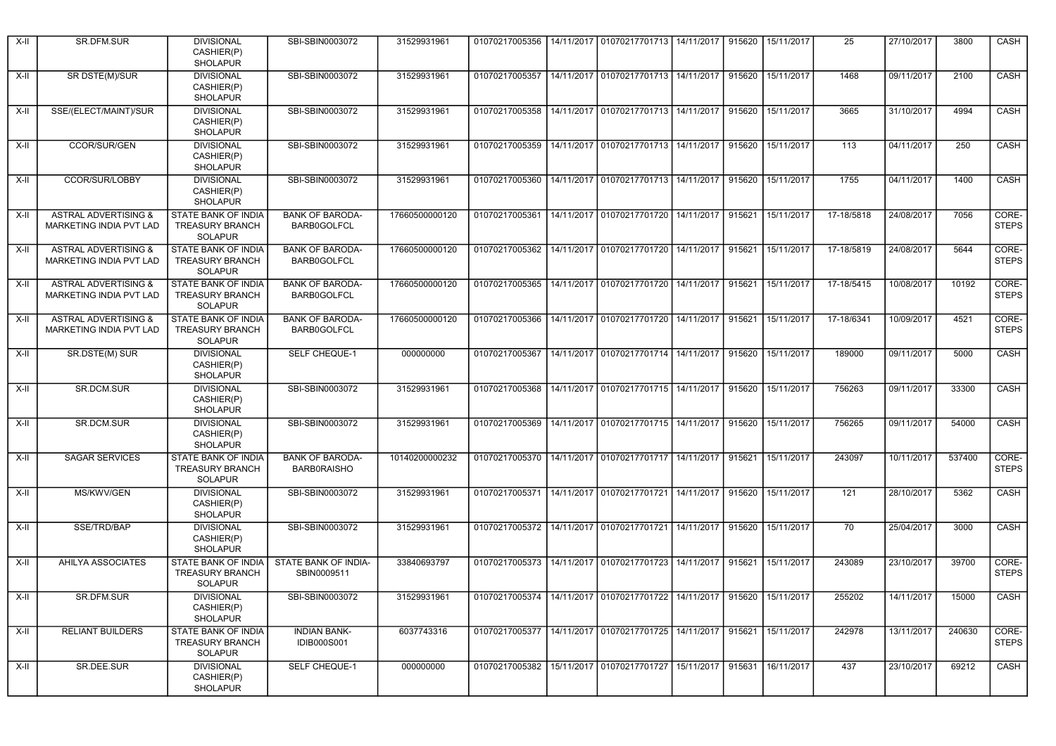| X-II | SR.DFM.SUR | DIVISIONAL CASHIER(P) SHOLAPUR | SBI-SBIN0003072 | 31529931961 | 01070217005356 | 14/11/2017 | 01070217701713 | 14/11/2017 | 915620 | 15/11/2017 | 25 | 27/10/2017 | 3800 | CASH |
|---|---|---|---|---|---|---|---|---|---|---|---|---|---|---|
| X-II | SR DSTE(M)/SUR | DIVISIONAL CASHIER(P) SHOLAPUR | SBI-SBIN0003072 | 31529931961 | 01070217005357 | 14/11/2017 | 01070217701713 | 14/11/2017 | 915620 | 15/11/2017 | 1468 | 09/11/2017 | 2100 | CASH |
| X-II | SSE/(ELECT/MAINT)/SUR | DIVISIONAL CASHIER(P) SHOLAPUR | SBI-SBIN0003072 | 31529931961 | 01070217005358 | 14/11/2017 | 01070217701713 | 14/11/2017 | 915620 | 15/11/2017 | 3665 | 31/10/2017 | 4994 | CASH |
| X-II | CCOR/SUR/GEN | DIVISIONAL CASHIER(P) SHOLAPUR | SBI-SBIN0003072 | 31529931961 | 01070217005359 | 14/11/2017 | 01070217701713 | 14/11/2017 | 915620 | 15/11/2017 | 113 | 04/11/2017 | 250 | CASH |
| X-II | CCOR/SUR/LOBBY | DIVISIONAL CASHIER(P) SHOLAPUR | SBI-SBIN0003072 | 31529931961 | 01070217005360 | 14/11/2017 | 01070217701713 | 14/11/2017 | 915620 | 15/11/2017 | 1755 | 04/11/2017 | 1400 | CASH |
| X-II | ASTRAL ADVERTISING & MARKETING INDIA PVT LAD | STATE BANK OF INDIA TREASURY BRANCH SOLAPUR | BANK OF BARODA-BARB0GOLFCL | 17660500000120 | 01070217005361 | 14/11/2017 | 01070217701720 | 14/11/2017 | 915621 | 15/11/2017 | 17-18/5818 | 24/08/2017 | 7056 | CORE-STEPS |
| X-II | ASTRAL ADVERTISING & MARKETING INDIA PVT LAD | STATE BANK OF INDIA TREASURY BRANCH SOLAPUR | BANK OF BARODA-BARB0GOLFCL | 17660500000120 | 01070217005362 | 14/11/2017 | 01070217701720 | 14/11/2017 | 915621 | 15/11/2017 | 17-18/5819 | 24/08/2017 | 5644 | CORE-STEPS |
| X-II | ASTRAL ADVERTISING & MARKETING INDIA PVT LAD | STATE BANK OF INDIA TREASURY BRANCH SOLAPUR | BANK OF BARODA-BARB0GOLFCL | 17660500000120 | 01070217005365 | 14/11/2017 | 01070217701720 | 14/11/2017 | 915621 | 15/11/2017 | 17-18/5415 | 10/08/2017 | 10192 | CORE-STEPS |
| X-II | ASTRAL ADVERTISING & MARKETING INDIA PVT LAD | STATE BANK OF INDIA TREASURY BRANCH SOLAPUR | BANK OF BARODA-BARB0GOLFCL | 17660500000120 | 01070217005366 | 14/11/2017 | 01070217701720 | 14/11/2017 | 915621 | 15/11/2017 | 17-18/6341 | 10/09/2017 | 4521 | CORE-STEPS |
| X-II | SR.DSTE(M) SUR | DIVISIONAL CASHIER(P) SHOLAPUR | SELF CHEQUE-1 | 000000000 | 01070217005367 | 14/11/2017 | 01070217701714 | 14/11/2017 | 915620 | 15/11/2017 | 189000 | 09/11/2017 | 5000 | CASH |
| X-II | SR.DCM.SUR | DIVISIONAL CASHIER(P) SHOLAPUR | SBI-SBIN0003072 | 31529931961 | 01070217005368 | 14/11/2017 | 01070217701715 | 14/11/2017 | 915620 | 15/11/2017 | 756263 | 09/11/2017 | 33300 | CASH |
| X-II | SR.DCM.SUR | DIVISIONAL CASHIER(P) SHOLAPUR | SBI-SBIN0003072 | 31529931961 | 01070217005369 | 14/11/2017 | 01070217701715 | 14/11/2017 | 915620 | 15/11/2017 | 756265 | 09/11/2017 | 54000 | CASH |
| X-II | SAGAR SERVICES | STATE BANK OF INDIA TREASURY BRANCH SOLAPUR | BANK OF BARODA-BARB0RAISHO | 10140200000232 | 01070217005370 | 14/11/2017 | 01070217701717 | 14/11/2017 | 915621 | 15/11/2017 | 243097 | 10/11/2017 | 537400 | CORE-STEPS |
| X-II | MS/KWV/GEN | DIVISIONAL CASHIER(P) SHOLAPUR | SBI-SBIN0003072 | 31529931961 | 01070217005371 | 14/11/2017 | 01070217701721 | 14/11/2017 | 915620 | 15/11/2017 | 121 | 28/10/2017 | 5362 | CASH |
| X-II | SSE/TRD/BAP | DIVISIONAL CASHIER(P) SHOLAPUR | SBI-SBIN0003072 | 31529931961 | 01070217005372 | 14/11/2017 | 01070217701721 | 14/11/2017 | 915620 | 15/11/2017 | 70 | 25/04/2017 | 3000 | CASH |
| X-II | AHILYA ASSOCIATES | STATE BANK OF INDIA TREASURY BRANCH SOLAPUR | STATE BANK OF INDIA-SBIN0009511 | 33840693797 | 01070217005373 | 14/11/2017 | 01070217701723 | 14/11/2017 | 915621 | 15/11/2017 | 243089 | 23/10/2017 | 39700 | CORE-STEPS |
| X-II | SR.DFM.SUR | DIVISIONAL CASHIER(P) SHOLAPUR | SBI-SBIN0003072 | 31529931961 | 01070217005374 | 14/11/2017 | 01070217701722 | 14/11/2017 | 915620 | 15/11/2017 | 255202 | 14/11/2017 | 15000 | CASH |
| X-II | RELIANT BUILDERS | STATE BANK OF INDIA TREASURY BRANCH SOLAPUR | INDIAN BANK-IDIB000S001 | 6037743316 | 01070217005377 | 14/11/2017 | 01070217701725 | 14/11/2017 | 915621 | 15/11/2017 | 242978 | 13/11/2017 | 240630 | CORE-STEPS |
| X-II | SR.DEE.SUR | DIVISIONAL CASHIER(P) SHOLAPUR | SELF CHEQUE-1 | 000000000 | 01070217005382 | 15/11/2017 | 01070217701727 | 15/11/2017 | 915631 | 16/11/2017 | 437 | 23/10/2017 | 69212 | CASH |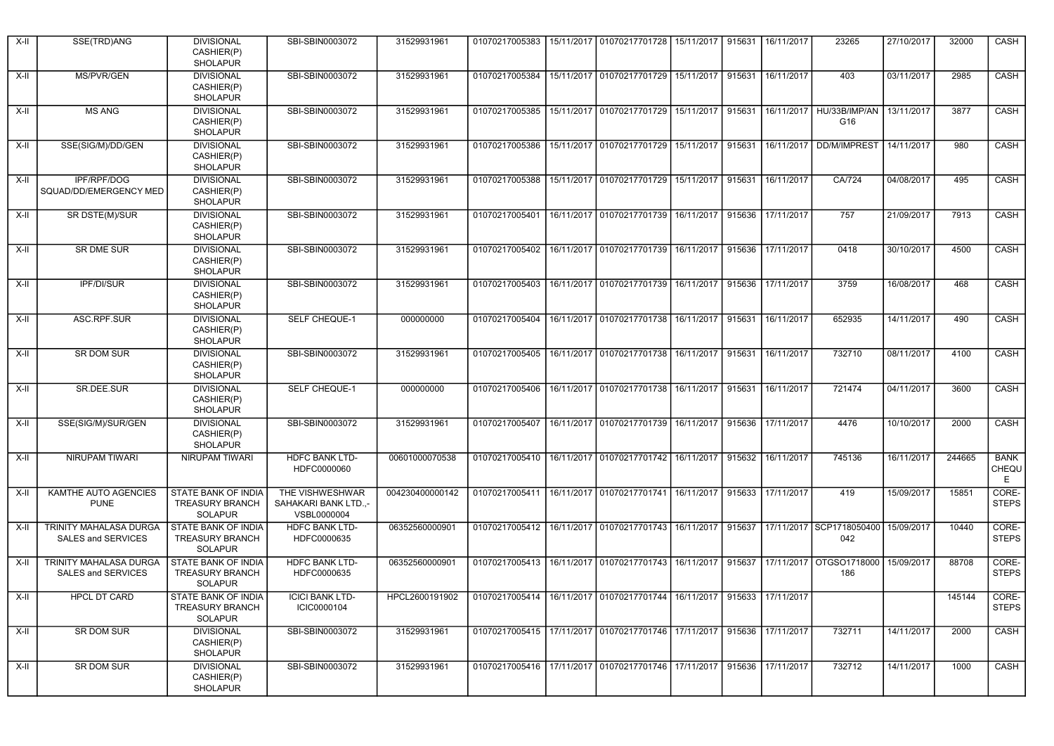| X-II | SSE(TRD)ANG | DIVISIONAL CASHIER(P) SHOLAPUR | SBI-SBIN0003072 | 31529931961 | 01070217005383 | 15/11/2017 | 01070217701728 | 15/11/2017 | 915631 | 16/11/2017 | 23265 | 27/10/2017 | 32000 | CASH |
|---|---|---|---|---|---|---|---|---|---|---|---|---|---|---|
| X-II | MS/PVR/GEN | DIVISIONAL CASHIER(P) SHOLAPUR | SBI-SBIN0003072 | 31529931961 | 01070217005384 | 15/11/2017 | 01070217701729 | 15/11/2017 | 915631 | 16/11/2017 | 403 | 03/11/2017 | 2985 | CASH |
| X-II | MS ANG | DIVISIONAL CASHIER(P) SHOLAPUR | SBI-SBIN0003072 | 31529931961 | 01070217005385 | 15/11/2017 | 01070217701729 | 15/11/2017 | 915631 | 16/11/2017 | HU/33B/IMP/AN G16 | 13/11/2017 | 3877 | CASH |
| X-II | SSE(SIG/M)/DD/GEN | DIVISIONAL CASHIER(P) SHOLAPUR | SBI-SBIN0003072 | 31529931961 | 01070217005386 | 15/11/2017 | 01070217701729 | 15/11/2017 | 915631 | 16/11/2017 | DD/M/IMPREST | 14/11/2017 | 980 | CASH |
| X-II | IPF/RPF/DOG SQUAD/DD/EMERGENCY MED | DIVISIONAL CASHIER(P) SHOLAPUR | SBI-SBIN0003072 | 31529931961 | 01070217005388 | 15/11/2017 | 01070217701729 | 15/11/2017 | 915631 | 16/11/2017 | CA/724 | 04/08/2017 | 495 | CASH |
| X-II | SR DSTE(M)/SUR | DIVISIONAL CASHIER(P) SHOLAPUR | SBI-SBIN0003072 | 31529931961 | 01070217005401 | 16/11/2017 | 01070217701739 | 16/11/2017 | 915636 | 17/11/2017 | 757 | 21/09/2017 | 7913 | CASH |
| X-II | SR DME SUR | DIVISIONAL CASHIER(P) SHOLAPUR | SBI-SBIN0003072 | 31529931961 | 01070217005402 | 16/11/2017 | 01070217701739 | 16/11/2017 | 915636 | 17/11/2017 | 0418 | 30/10/2017 | 4500 | CASH |
| X-II | IPF/DI/SUR | DIVISIONAL CASHIER(P) SHOLAPUR | SBI-SBIN0003072 | 31529931961 | 01070217005403 | 16/11/2017 | 01070217701739 | 16/11/2017 | 915636 | 17/11/2017 | 3759 | 16/08/2017 | 468 | CASH |
| X-II | ASC.RPF.SUR | DIVISIONAL CASHIER(P) SHOLAPUR | SELF CHEQUE-1 | 000000000 | 01070217005404 | 16/11/2017 | 01070217701738 | 16/11/2017 | 915631 | 16/11/2017 | 652935 | 14/11/2017 | 490 | CASH |
| X-II | SR DOM SUR | DIVISIONAL CASHIER(P) SHOLAPUR | SBI-SBIN0003072 | 31529931961 | 01070217005405 | 16/11/2017 | 01070217701738 | 16/11/2017 | 915631 | 16/11/2017 | 732710 | 08/11/2017 | 4100 | CASH |
| X-II | SR.DEE.SUR | DIVISIONAL CASHIER(P) SHOLAPUR | SELF CHEQUE-1 | 000000000 | 01070217005406 | 16/11/2017 | 01070217701738 | 16/11/2017 | 915631 | 16/11/2017 | 721474 | 04/11/2017 | 3600 | CASH |
| X-II | SSE(SIG/M)/SUR/GEN | DIVISIONAL CASHIER(P) SHOLAPUR | SBI-SBIN0003072 | 31529931961 | 01070217005407 | 16/11/2017 | 01070217701739 | 16/11/2017 | 915636 | 17/11/2017 | 4476 | 10/10/2017 | 2000 | CASH |
| X-II | NIRUPAM TIWARI | NIRUPAM TIWARI | HDFC BANK LTD-HDFC0000060 | 00601000070538 | 01070217005410 | 16/11/2017 | 01070217701742 | 16/11/2017 | 915632 | 16/11/2017 | 745136 | 16/11/2017 | 244665 | BANK CHEQUE |
| X-II | KAMTHE AUTO AGENCIES PUNE | STATE BANK OF INDIA TREASURY BRANCH SOLAPUR | THE VISHWESHWAR SAHAKARI BANK LTD.,-VSBL0000004 | 004230400000142 | 01070217005411 | 16/11/2017 | 01070217701741 | 16/11/2017 | 915633 | 17/11/2017 | 419 | 15/09/2017 | 15851 | CORE-STEPS |
| X-II | TRINITY MAHALASA DURGA SALES and SERVICES | STATE BANK OF INDIA TREASURY BRANCH SOLAPUR | HDFC BANK LTD-HDFC0000635 | 06352560000901 | 01070217005412 | 16/11/2017 | 01070217701743 | 16/11/2017 | 915637 | 17/11/2017 | SCP1718050400 042 | 15/09/2017 | 10440 | CORE-STEPS |
| X-II | TRINITY MAHALASA DURGA SALES and SERVICES | STATE BANK OF INDIA TREASURY BRANCH SOLAPUR | HDFC BANK LTD-HDFC0000635 | 06352560000901 | 01070217005413 | 16/11/2017 | 01070217701743 | 16/11/2017 | 915637 | 17/11/2017 | OTGSO1718000 186 | 15/09/2017 | 88708 | CORE-STEPS |
| X-II | HPCL DT CARD | STATE BANK OF INDIA TREASURY BRANCH SOLAPUR | ICICI BANK LTD-ICIC0000104 | HPCL2600191902 | 01070217005414 | 16/11/2017 | 01070217701744 | 16/11/2017 | 915633 | 17/11/2017 | | | 145144 | CORE-STEPS |
| X-II | SR DOM SUR | DIVISIONAL CASHIER(P) SHOLAPUR | SBI-SBIN0003072 | 31529931961 | 01070217005415 | 17/11/2017 | 01070217701746 | 17/11/2017 | 915636 | 17/11/2017 | 732711 | 14/11/2017 | 2000 | CASH |
| X-II | SR DOM SUR | DIVISIONAL CASHIER(P) SHOLAPUR | SBI-SBIN0003072 | 31529931961 | 01070217005416 | 17/11/2017 | 01070217701746 | 17/11/2017 | 915636 | 17/11/2017 | 732712 | 14/11/2017 | 1000 | CASH |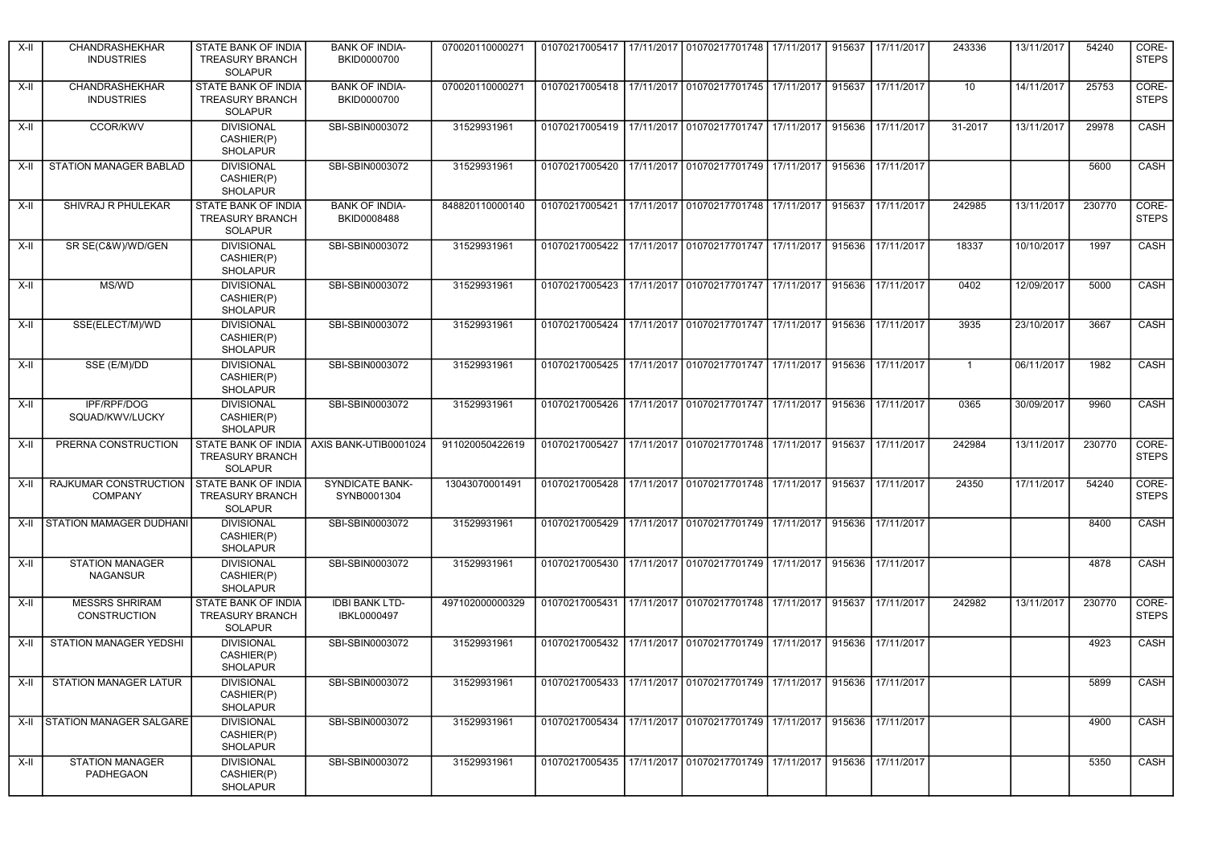| | | | | | | | | | | | | | | |
|---|---|---|---|---|---|---|---|---|---|---|---|---|---|---|
| X-II | CHANDRASHEKHAR INDUSTRIES | STATE BANK OF INDIA TREASURY BRANCH SOLAPUR | BANK OF INDIA-BKID0000700 | 070020110000271 | 01070217005417 | 17/11/2017 | 01070217701748 | 17/11/2017 | 915637 | 17/11/2017 | 243336 | 13/11/2017 | 54240 | CORE-STEPS |
| X-II | CHANDRASHEKHAR INDUSTRIES | STATE BANK OF INDIA TREASURY BRANCH SOLAPUR | BANK OF INDIA-BKID0000700 | 070020110000271 | 01070217005418 | 17/11/2017 | 01070217701745 | 17/11/2017 | 915637 | 17/11/2017 | 10 | 14/11/2017 | 25753 | CORE-STEPS |
| X-II | CCOR/KWV | DIVISIONAL CASHIER(P) SHOLAPUR | SBI-SBIN0003072 | 31529931961 | 01070217005419 | 17/11/2017 | 01070217701747 | 17/11/2017 | 915636 | 17/11/2017 | 31-2017 | 13/11/2017 | 29978 | CASH |
| X-II | STATION MANAGER BABLAD | DIVISIONAL CASHIER(P) SHOLAPUR | SBI-SBIN0003072 | 31529931961 | 01070217005420 | 17/11/2017 | 01070217701749 | 17/11/2017 | 915636 | 17/11/2017 | | | 5600 | CASH |
| X-II | SHIVRAJ R PHULEKAR | STATE BANK OF INDIA TREASURY BRANCH SOLAPUR | BANK OF INDIA-BKID0008488 | 848820110000140 | 01070217005421 | 17/11/2017 | 01070217701748 | 17/11/2017 | 915637 | 17/11/2017 | 242985 | 13/11/2017 | 230770 | CORE-STEPS |
| X-II | SR SE(C&W)/WD/GEN | DIVISIONAL CASHIER(P) SHOLAPUR | SBI-SBIN0003072 | 31529931961 | 01070217005422 | 17/11/2017 | 01070217701747 | 17/11/2017 | 915636 | 17/11/2017 | 18337 | 10/10/2017 | 1997 | CASH |
| X-II | MS/WD | DIVISIONAL CASHIER(P) SHOLAPUR | SBI-SBIN0003072 | 31529931961 | 01070217005423 | 17/11/2017 | 01070217701747 | 17/11/2017 | 915636 | 17/11/2017 | 0402 | 12/09/2017 | 5000 | CASH |
| X-II | SSE(ELECT/M)/WD | DIVISIONAL CASHIER(P) SHOLAPUR | SBI-SBIN0003072 | 31529931961 | 01070217005424 | 17/11/2017 | 01070217701747 | 17/11/2017 | 915636 | 17/11/2017 | 3935 | 23/10/2017 | 3667 | CASH |
| X-II | SSE (E/M)/DD | DIVISIONAL CASHIER(P) SHOLAPUR | SBI-SBIN0003072 | 31529931961 | 01070217005425 | 17/11/2017 | 01070217701747 | 17/11/2017 | 915636 | 17/11/2017 | 1 | 06/11/2017 | 1982 | CASH |
| X-II | IPF/RPF/DOG SQUAD/KWV/LUCKY | DIVISIONAL CASHIER(P) SHOLAPUR | SBI-SBIN0003072 | 31529931961 | 01070217005426 | 17/11/2017 | 01070217701747 | 17/11/2017 | 915636 | 17/11/2017 | 0365 | 30/09/2017 | 9960 | CASH |
| X-II | PRERNA CONSTRUCTION | STATE BANK OF INDIA TREASURY BRANCH SOLAPUR | AXIS BANK-UTIB0001024 | 911020050422619 | 01070217005427 | 17/11/2017 | 01070217701748 | 17/11/2017 | 915637 | 17/11/2017 | 242984 | 13/11/2017 | 230770 | CORE-STEPS |
| X-II | RAJKUMAR CONSTRUCTION COMPANY | STATE BANK OF INDIA TREASURY BRANCH SOLAPUR | SYNDICATE BANK-SYNB0001304 | 13043070001491 | 01070217005428 | 17/11/2017 | 01070217701748 | 17/11/2017 | 915637 | 17/11/2017 | 24350 | 17/11/2017 | 54240 | CORE-STEPS |
| X-II | STATION MAMAGER DUDHANI | DIVISIONAL CASHIER(P) SHOLAPUR | SBI-SBIN0003072 | 31529931961 | 01070217005429 | 17/11/2017 | 01070217701749 | 17/11/2017 | 915636 | 17/11/2017 | | | 8400 | CASH |
| X-II | STATION MANAGER NAGANSUR | DIVISIONAL CASHIER(P) SHOLAPUR | SBI-SBIN0003072 | 31529931961 | 01070217005430 | 17/11/2017 | 01070217701749 | 17/11/2017 | 915636 | 17/11/2017 | | | 4878 | CASH |
| X-II | MESSRS SHRIRAM CONSTRUCTION | STATE BANK OF INDIA TREASURY BRANCH SOLAPUR | IDBI BANK LTD-IBKL0000497 | 497102000000329 | 01070217005431 | 17/11/2017 | 01070217701748 | 17/11/2017 | 915637 | 17/11/2017 | 242982 | 13/11/2017 | 230770 | CORE-STEPS |
| X-II | STATION MANAGER YEDSHI | DIVISIONAL CASHIER(P) SHOLAPUR | SBI-SBIN0003072 | 31529931961 | 01070217005432 | 17/11/2017 | 01070217701749 | 17/11/2017 | 915636 | 17/11/2017 | | | 4923 | CASH |
| X-II | STATION MANAGER LATUR | DIVISIONAL CASHIER(P) SHOLAPUR | SBI-SBIN0003072 | 31529931961 | 01070217005433 | 17/11/2017 | 01070217701749 | 17/11/2017 | 915636 | 17/11/2017 | | | 5899 | CASH |
| X-II | STATION MANAGER SALGARE | DIVISIONAL CASHIER(P) SHOLAPUR | SBI-SBIN0003072 | 31529931961 | 01070217005434 | 17/11/2017 | 01070217701749 | 17/11/2017 | 915636 | 17/11/2017 | | | 4900 | CASH |
| X-II | STATION MANAGER PADHEGAON | DIVISIONAL CASHIER(P) SHOLAPUR | SBI-SBIN0003072 | 31529931961 | 01070217005435 | 17/11/2017 | 01070217701749 | 17/11/2017 | 915636 | 17/11/2017 | | | 5350 | CASH |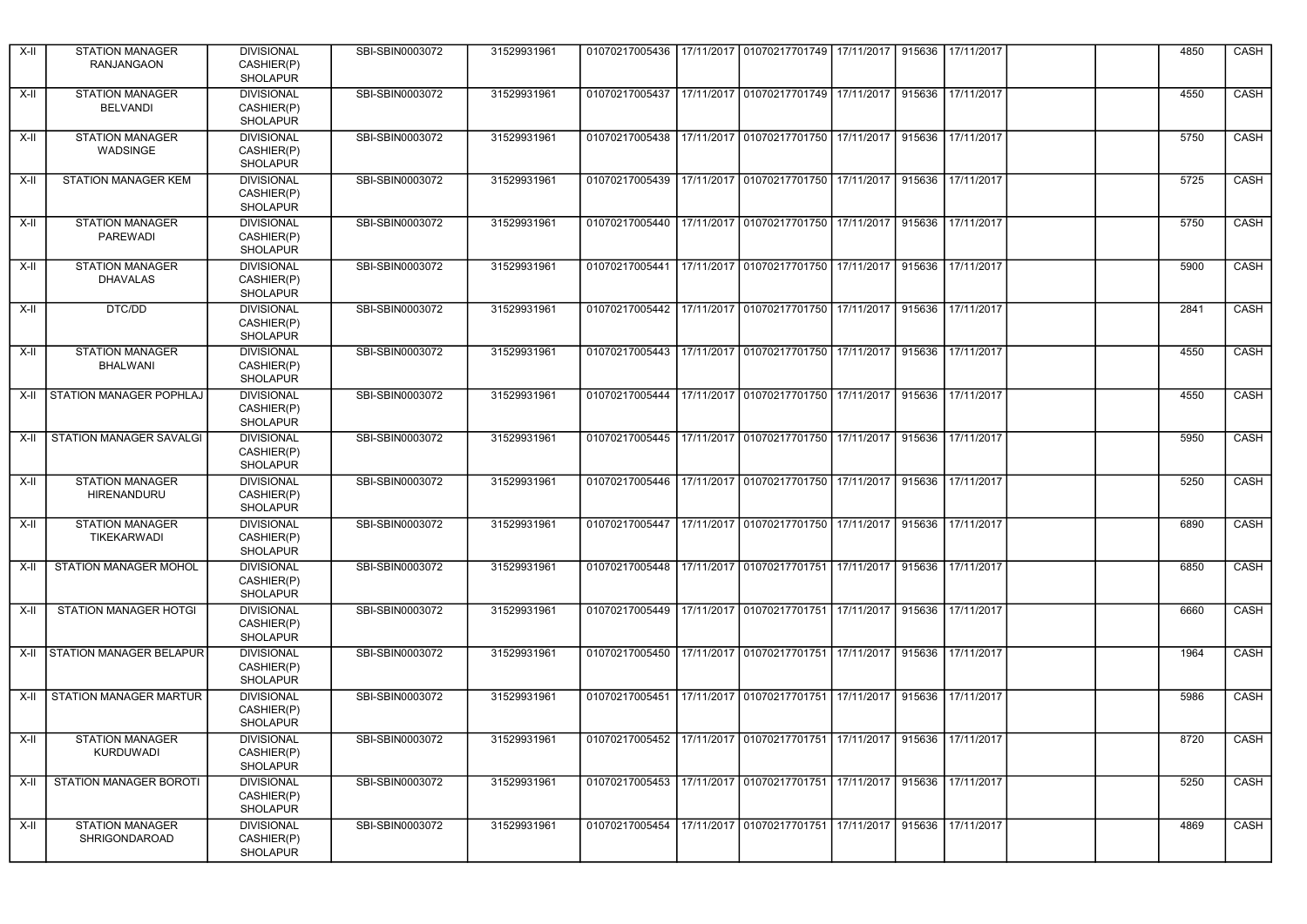| X-II | STATION MANAGER RANJANGAON | DIVISIONAL CASHIER(P) SHOLAPUR | SBI-SBIN0003072 | 31529931961 | 01070217005436 | 17/11/2017 | 01070217701749 | 17/11/2017 | 915636 | 17/11/2017 | | | 4850 | CASH |
|---|---|---|---|---|---|---|---|---|---|---|---|---|---|---|
| X-II | STATION MANAGER BELVANDI | DIVISIONAL CASHIER(P) SHOLAPUR | SBI-SBIN0003072 | 31529931961 | 01070217005437 | 17/11/2017 | 01070217701749 | 17/11/2017 | 915636 | 17/11/2017 | | | 4550 | CASH |
| X-II | STATION MANAGER WADSINGE | DIVISIONAL CASHIER(P) SHOLAPUR | SBI-SBIN0003072 | 31529931961 | 01070217005438 | 17/11/2017 | 01070217701750 | 17/11/2017 | 915636 | 17/11/2017 | | | 5750 | CASH |
| X-II | STATION MANAGER KEM | DIVISIONAL CASHIER(P) SHOLAPUR | SBI-SBIN0003072 | 31529931961 | 01070217005439 | 17/11/2017 | 01070217701750 | 17/11/2017 | 915636 | 17/11/2017 | | | 5725 | CASH |
| X-II | STATION MANAGER PAREWADI | DIVISIONAL CASHIER(P) SHOLAPUR | SBI-SBIN0003072 | 31529931961 | 01070217005440 | 17/11/2017 | 01070217701750 | 17/11/2017 | 915636 | 17/11/2017 | | | 5750 | CASH |
| X-II | STATION MANAGER DHAVALAS | DIVISIONAL CASHIER(P) SHOLAPUR | SBI-SBIN0003072 | 31529931961 | 01070217005441 | 17/11/2017 | 01070217701750 | 17/11/2017 | 915636 | 17/11/2017 | | | 5900 | CASH |
| X-II | DTC/DD | DIVISIONAL CASHIER(P) SHOLAPUR | SBI-SBIN0003072 | 31529931961 | 01070217005442 | 17/11/2017 | 01070217701750 | 17/11/2017 | 915636 | 17/11/2017 | | | 2841 | CASH |
| X-II | STATION MANAGER BHALWANI | DIVISIONAL CASHIER(P) SHOLAPUR | SBI-SBIN0003072 | 31529931961 | 01070217005443 | 17/11/2017 | 01070217701750 | 17/11/2017 | 915636 | 17/11/2017 | | | 4550 | CASH |
| X-II | STATION MANAGER POPHLAJ | DIVISIONAL CASHIER(P) SHOLAPUR | SBI-SBIN0003072 | 31529931961 | 01070217005444 | 17/11/2017 | 01070217701750 | 17/11/2017 | 915636 | 17/11/2017 | | | 4550 | CASH |
| X-II | STATION MANAGER SAVALGI | DIVISIONAL CASHIER(P) SHOLAPUR | SBI-SBIN0003072 | 31529931961 | 01070217005445 | 17/11/2017 | 01070217701750 | 17/11/2017 | 915636 | 17/11/2017 | | | 5950 | CASH |
| X-II | STATION MANAGER HIRENANDURU | DIVISIONAL CASHIER(P) SHOLAPUR | SBI-SBIN0003072 | 31529931961 | 01070217005446 | 17/11/2017 | 01070217701750 | 17/11/2017 | 915636 | 17/11/2017 | | | 5250 | CASH |
| X-II | STATION MANAGER TIKEKARWADI | DIVISIONAL CASHIER(P) SHOLAPUR | SBI-SBIN0003072 | 31529931961 | 01070217005447 | 17/11/2017 | 01070217701750 | 17/11/2017 | 915636 | 17/11/2017 | | | 6890 | CASH |
| X-II | STATION MANAGER MOHOL | DIVISIONAL CASHIER(P) SHOLAPUR | SBI-SBIN0003072 | 31529931961 | 01070217005448 | 17/11/2017 | 01070217701751 | 17/11/2017 | 915636 | 17/11/2017 | | | 6850 | CASH |
| X-II | STATION MANAGER HOTGI | DIVISIONAL CASHIER(P) SHOLAPUR | SBI-SBIN0003072 | 31529931961 | 01070217005449 | 17/11/2017 | 01070217701751 | 17/11/2017 | 915636 | 17/11/2017 | | | 6660 | CASH |
| X-II | STATION MANAGER BELAPUR | DIVISIONAL CASHIER(P) SHOLAPUR | SBI-SBIN0003072 | 31529931961 | 01070217005450 | 17/11/2017 | 01070217701751 | 17/11/2017 | 915636 | 17/11/2017 | | | 1964 | CASH |
| X-II | STATION MANAGER MARTUR | DIVISIONAL CASHIER(P) SHOLAPUR | SBI-SBIN0003072 | 31529931961 | 01070217005451 | 17/11/2017 | 01070217701751 | 17/11/2017 | 915636 | 17/11/2017 | | | 5986 | CASH |
| X-II | STATION MANAGER KURDUWADI | DIVISIONAL CASHIER(P) SHOLAPUR | SBI-SBIN0003072 | 31529931961 | 01070217005452 | 17/11/2017 | 01070217701751 | 17/11/2017 | 915636 | 17/11/2017 | | | 8720 | CASH |
| X-II | STATION MANAGER BOROTI | DIVISIONAL CASHIER(P) SHOLAPUR | SBI-SBIN0003072 | 31529931961 | 01070217005453 | 17/11/2017 | 01070217701751 | 17/11/2017 | 915636 | 17/11/2017 | | | 5250 | CASH |
| X-II | STATION MANAGER SHRIGONDAROAD | DIVISIONAL CASHIER(P) SHOLAPUR | SBI-SBIN0003072 | 31529931961 | 01070217005454 | 17/11/2017 | 01070217701751 | 17/11/2017 | 915636 | 17/11/2017 | | | 4869 | CASH |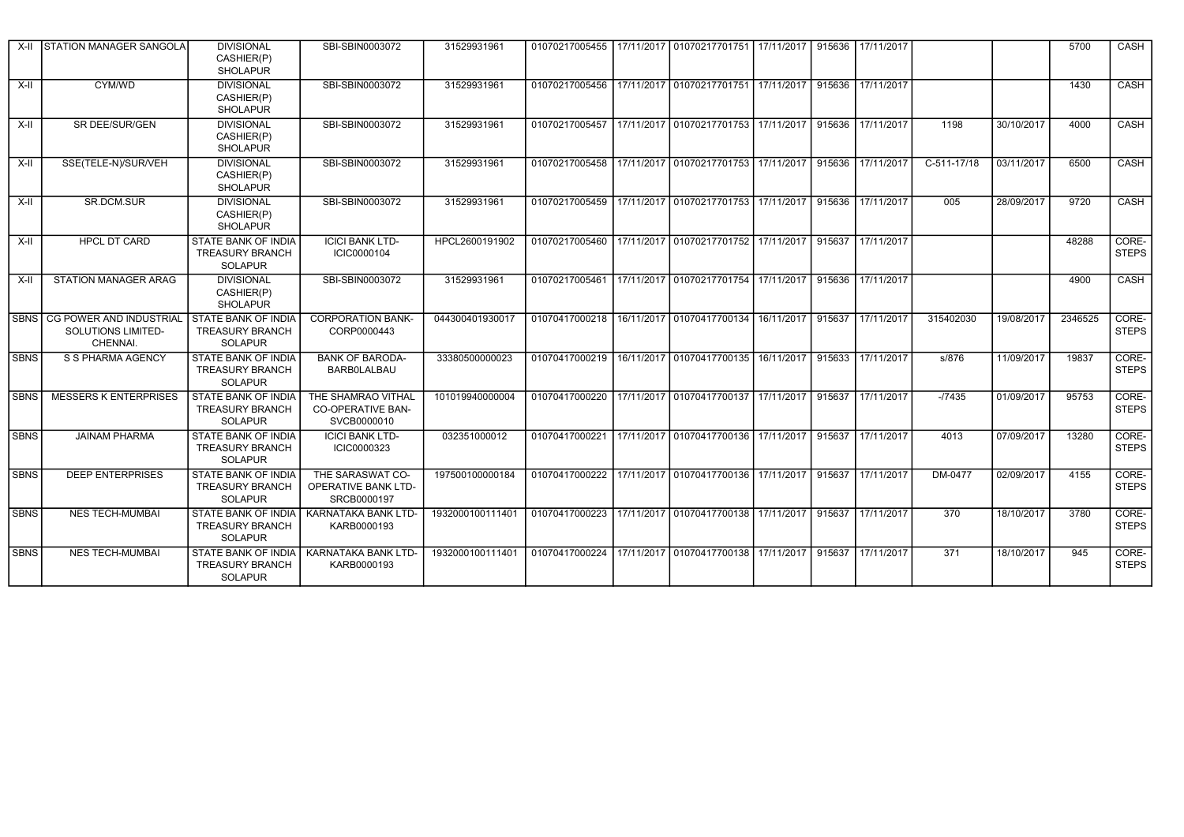| | | | | | | | | | | | | | | |
|---|---|---|---|---|---|---|---|---|---|---|---|---|---|---|
| X-II | STATION MANAGER SANGOLA | DIVISIONAL CASHIER(P) SHOLAPUR | SBI-SBIN0003072 | 31529931961 | 01070217005455 | 17/11/2017 | 01070217701751 | 17/11/2017 | 915636 | 17/11/2017 | | | 5700 | CASH |
| X-II | CYM/WD | DIVISIONAL CASHIER(P) SHOLAPUR | SBI-SBIN0003072 | 31529931961 | 01070217005456 | 17/11/2017 | 01070217701751 | 17/11/2017 | 915636 | 17/11/2017 | | | 1430 | CASH |
| X-II | SR DEE/SUR/GEN | DIVISIONAL CASHIER(P) SHOLAPUR | SBI-SBIN0003072 | 31529931961 | 01070217005457 | 17/11/2017 | 01070217701753 | 17/11/2017 | 915636 | 17/11/2017 | 1198 | 30/10/2017 | 4000 | CASH |
| X-II | SSE(TELE-N)/SUR/VEH | DIVISIONAL CASHIER(P) SHOLAPUR | SBI-SBIN0003072 | 31529931961 | 01070217005458 | 17/11/2017 | 01070217701753 | 17/11/2017 | 915636 | 17/11/2017 | C-511-17/18 | 03/11/2017 | 6500 | CASH |
| X-II | SR.DCM.SUR | DIVISIONAL CASHIER(P) SHOLAPUR | SBI-SBIN0003072 | 31529931961 | 01070217005459 | 17/11/2017 | 01070217701753 | 17/11/2017 | 915636 | 17/11/2017 | 005 | 28/09/2017 | 9720 | CASH |
| X-II | HPCL DT CARD | STATE BANK OF INDIA TREASURY BRANCH SOLAPUR | ICICI BANK LTD-ICIC0000104 | HPCL2600191902 | 01070217005460 | 17/11/2017 | 01070217701752 | 17/11/2017 | 915637 | 17/11/2017 | | | 48288 | CORE-STEPS |
| X-II | STATION MANAGER ARAG | DIVISIONAL CASHIER(P) SHOLAPUR | SBI-SBIN0003072 | 31529931961 | 01070217005461 | 17/11/2017 | 01070217701754 | 17/11/2017 | 915636 | 17/11/2017 | | | 4900 | CASH |
| SBNS | CG POWER AND INDUSTRIAL SOLUTIONS LIMITED-CHENNAI. | STATE BANK OF INDIA TREASURY BRANCH SOLAPUR | CORPORATION BANK-CORP0000443 | 044300401930017 | 01070417000218 | 16/11/2017 | 01070417700134 | 16/11/2017 | 915637 | 17/11/2017 | 315402030 | 19/08/2017 | 2346525 | CORE-STEPS |
| SBNS | S S PHARMA AGENCY | STATE BANK OF INDIA TREASURY BRANCH SOLAPUR | BANK OF BARODA-BARB0LALBAU | 33380500000023 | 01070417000219 | 16/11/2017 | 01070417700135 | 16/11/2017 | 915633 | 17/11/2017 | s/876 | 11/09/2017 | 19837 | CORE-STEPS |
| SBNS | MESSERS K ENTERPRISES | STATE BANK OF INDIA TREASURY BRANCH SOLAPUR | THE SHAMRAO VITHAL CO-OPERATIVE BAN-SVCB0000010 | 101019940000004 | 01070417000220 | 17/11/2017 | 01070417700137 | 17/11/2017 | 915637 | 17/11/2017 | -/7435 | 01/09/2017 | 95753 | CORE-STEPS |
| SBNS | JAINAM PHARMA | STATE BANK OF INDIA TREASURY BRANCH SOLAPUR | ICICI BANK LTD-ICIC0000323 | 032351000012 | 01070417000221 | 17/11/2017 | 01070417700136 | 17/11/2017 | 915637 | 17/11/2017 | 4013 | 07/09/2017 | 13280 | CORE-STEPS |
| SBNS | DEEP ENTERPRISES | STATE BANK OF INDIA TREASURY BRANCH SOLAPUR | THE SARASWAT CO-OPERATIVE BANK LTD-SRCB0000197 | 197500100000184 | 01070417000222 | 17/11/2017 | 01070417700136 | 17/11/2017 | 915637 | 17/11/2017 | DM-0477 | 02/09/2017 | 4155 | CORE-STEPS |
| SBNS | NES TECH-MUMBAI | STATE BANK OF INDIA TREASURY BRANCH SOLAPUR | KARNATAKA BANK LTD-KARB0000193 | 1932000100111401 | 01070417000223 | 17/11/2017 | 01070417700138 | 17/11/2017 | 915637 | 17/11/2017 | 370 | 18/10/2017 | 3780 | CORE-STEPS |
| SBNS | NES TECH-MUMBAI | STATE BANK OF INDIA TREASURY BRANCH SOLAPUR | KARNATAKA BANK LTD-KARB0000193 | 1932000100111401 | 01070417000224 | 17/11/2017 | 01070417700138 | 17/11/2017 | 915637 | 17/11/2017 | 371 | 18/10/2017 | 945 | CORE-STEPS |